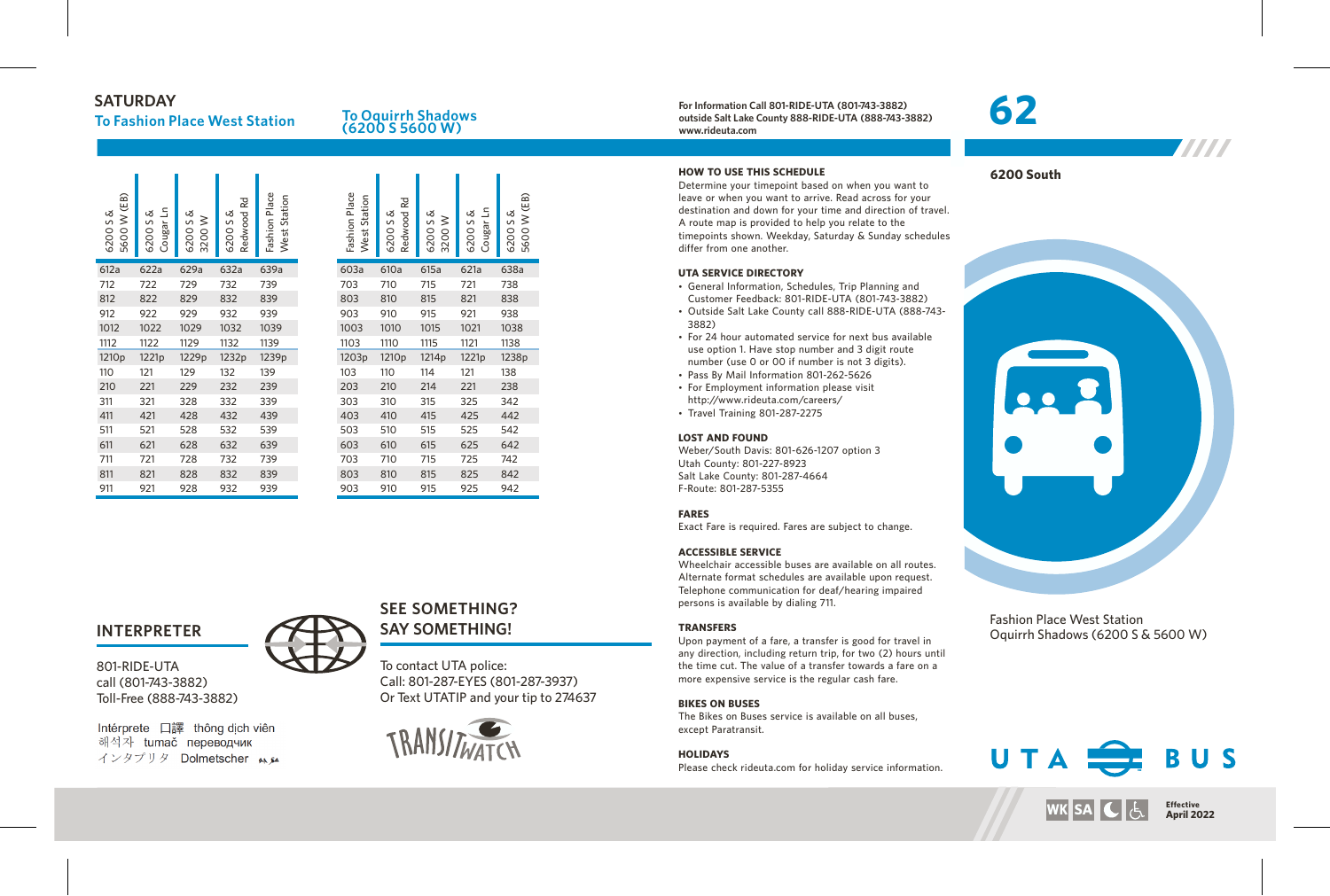# 62

**For Information Call 801-RIDE-UTA (801-743-3882)**
**outside Salt Lake County 888-RIDE-UTA (888-743-3882)**
**www.rideuta.com**

## SATURDAY

### To Fashion Place West Station

| 6200 S & 5600 W (EB) | 6200 S & Cougar Ln | 6200 S & 3200 W | 6200 S & Redwood Rd | Fashion Place West Station |
|---|---|---|---|---|
| 612a | 622a | 629a | 632a | 639a |
| 712 | 722 | 729 | 732 | 739 |
| 812 | 822 | 829 | 832 | 839 |
| 912 | 922 | 929 | 932 | 939 |
| 1012 | 1022 | 1029 | 1032 | 1039 |
| 1112 | 1122 | 1129 | 1132 | 1139 |
| 1210p | 1221p | 1229p | 1232p | 1239p |
| 110 | 121 | 129 | 132 | 139 |
| 210 | 221 | 229 | 232 | 239 |
| 311 | 321 | 328 | 332 | 339 |
| 411 | 421 | 428 | 432 | 439 |
| 511 | 521 | 528 | 532 | 539 |
| 611 | 621 | 628 | 632 | 639 |
| 711 | 721 | 728 | 732 | 739 |
| 811 | 821 | 828 | 832 | 839 |
| 911 | 921 | 928 | 932 | 939 |

### To Oquirrh Shadows (6200 S 5600 W)

| Fashion Place West Station | 6200 S & Redwood Rd | 6200 S & 3200 W | 6200 S & Cougar Ln | 6200 S & 5600 W (EB) |
|---|---|---|---|---|
| 603a | 610a | 615a | 621a | 638a |
| 703 | 710 | 715 | 721 | 738 |
| 803 | 810 | 815 | 821 | 838 |
| 903 | 910 | 915 | 921 | 938 |
| 1003 | 1010 | 1015 | 1021 | 1038 |
| 1103 | 1110 | 1115 | 1121 | 1138 |
| 1203p | 1210p | 1214p | 1221p | 1238p |
| 103 | 110 | 114 | 121 | 138 |
| 203 | 210 | 214 | 221 | 238 |
| 303 | 310 | 315 | 325 | 342 |
| 403 | 410 | 415 | 425 | 442 |
| 503 | 510 | 515 | 525 | 542 |
| 603 | 610 | 615 | 625 | 642 |
| 703 | 710 | 715 | 725 | 742 |
| 803 | 810 | 815 | 825 | 842 |
| 903 | 910 | 915 | 925 | 942 |

## INTERPRETER

801-RIDE-UTA
call (801-743-3882)
Toll-Free (888-743-3882)

Intérprete 口譯 thông dịch viên
해석자 tumač переводчик
インタプリタ Dolmetscher

## SEE SOMETHING? SAY SOMETHING!

To contact UTA police:
Call: 801-287-EYES (801-287-3937)
Or Text UTATIP and your tip to 274637

TRANSITWATCH

### HOW TO USE THIS SCHEDULE

Determine your timepoint based on when you want to leave or when you want to arrive. Read across for your destination and down for your time and direction of travel. A route map is provided to help you relate to the timepoints shown. Weekday, Saturday & Sunday schedules differ from one another.

### UTA SERVICE DIRECTORY

- General Information, Schedules, Trip Planning and Customer Feedback: 801-RIDE-UTA (801-743-3882)
- Outside Salt Lake County call 888-RIDE-UTA (888-743-3882)
- For 24 hour automated service for next bus available use option 1. Have stop number and 3 digit route number (use 0 or 00 if number is not 3 digits).
- Pass By Mail Information 801-262-5626
- For Employment information please visit http://www.rideuta.com/careers/
- Travel Training 801-287-2275

### LOST AND FOUND

Weber/South Davis: 801-626-1207 option 3
Utah County: 801-227-8923
Salt Lake County: 801-287-4664
F-Route: 801-287-5355

### FARES

Exact Fare is required. Fares are subject to change.

### ACCESSIBLE SERVICE

Wheelchair accessible buses are available on all routes. Alternate format schedules are available upon request. Telephone communication for deaf/hearing impaired persons is available by dialing 711.

### TRANSFERS

Upon payment of a fare, a transfer is good for travel in any direction, including return trip, for two (2) hours until the time cut. The value of a transfer towards a fare on a more expensive service is the regular cash fare.

### BIKES ON BUSES

The Bikes on Buses service is available on all buses, except Paratransit.

### HOLIDAYS

Please check rideuta.com for holiday service information.

**6200 South**

Fashion Place West Station
Oquirrh Shadows (6200 S & 5600 W)

UTA BUS

WK SA

**Effective April 2022**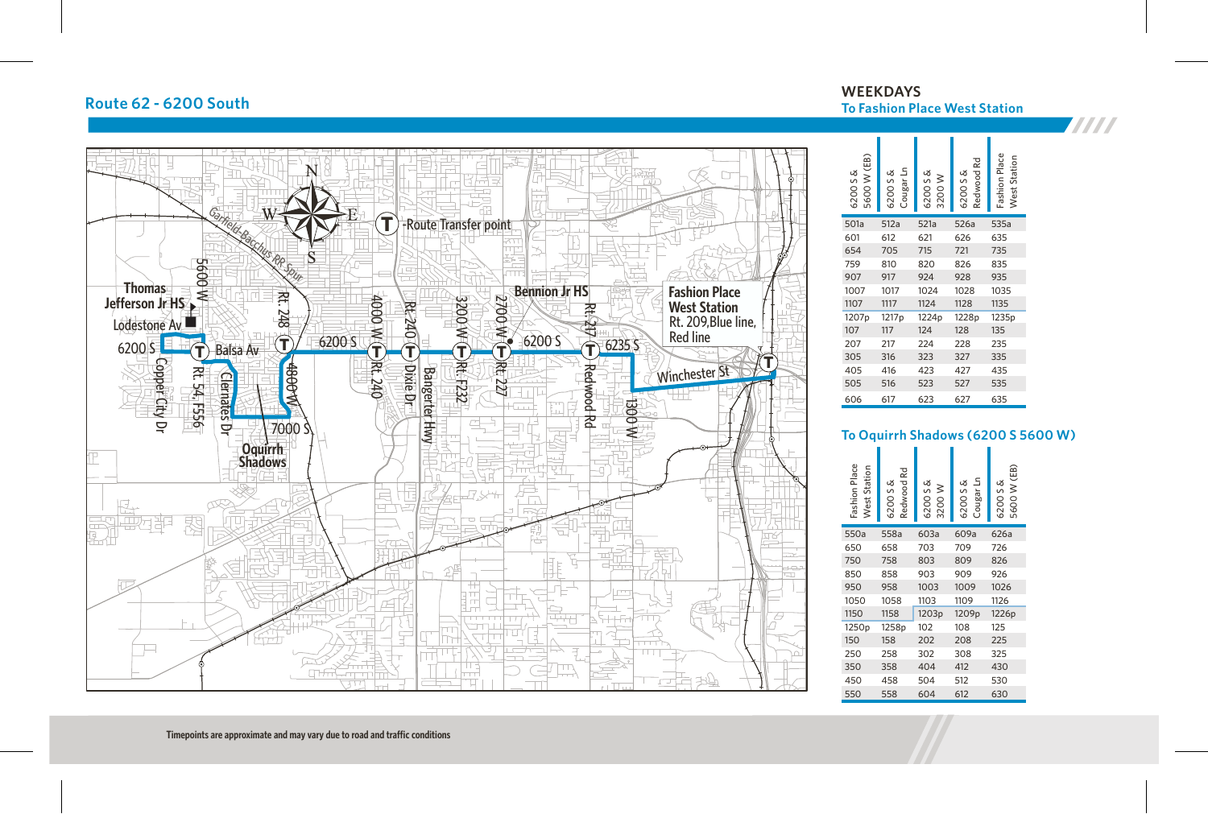## Route 62 - 6200 South

N
W E
S

T -Route Transfer point

Garfield-Bacchus RR Spur

Thomas Jefferson Jr HS

Lodestone Av

6200 S

5600 W

Balsa Av

Copper City Dr

Rt. 54, F556

Clematis Dr

Oquirrh Shadows

7000 S

Rt. 248

4800 W

6200 S

4000 W

Rt. 240

Rt. 240

Dixie Dr

Bangerter Hwy

3200 W

Rt. F232

Bennion Jr HS

2700 W

Rt. 227

6200 S

Rt. 217

Redwood Rd

6235 S

1300 W

Winchester St

Fashion Place West Station
Rt. 209,Blue line, Red line

## WEEKDAYS

### To Fashion Place West Station

| 6200 S & 5600 W (EB) | 6200 S & Cougar Ln | 6200 S & 3200 W | 6200 S & Redwood Rd | Fashion Place West Station |
|---|---|---|---|---|
| 501a | 512a | 521a | 526a | 535a |
| 601 | 612 | 621 | 626 | 635 |
| 654 | 705 | 715 | 721 | 735 |
| 759 | 810 | 820 | 826 | 835 |
| 907 | 917 | 924 | 928 | 935 |
| 1007 | 1017 | 1024 | 1028 | 1035 |
| 1107 | 1117 | 1124 | 1128 | 1135 |
| 1207p | 1217p | 1224p | 1228p | 1235p |
| 107 | 117 | 124 | 128 | 135 |
| 207 | 217 | 224 | 228 | 235 |
| 305 | 316 | 323 | 327 | 335 |
| 405 | 416 | 423 | 427 | 435 |
| 505 | 516 | 523 | 527 | 535 |
| 606 | 617 | 623 | 627 | 635 |

### To Oquirrh Shadows (6200 S 5600 W)

| Fashion Place West Station | 6200 S & Redwood Rd | 6200 S & 3200 W | 6200 S & Cougar Ln | 6200 S & 5600 W (EB) |
|---|---|---|---|---|
| 550a | 558a | 603a | 609a | 626a |
| 650 | 658 | 703 | 709 | 726 |
| 750 | 758 | 803 | 809 | 826 |
| 850 | 858 | 903 | 909 | 926 |
| 950 | 958 | 1003 | 1009 | 1026 |
| 1050 | 1058 | 1103 | 1109 | 1126 |
| 1150 | 1158 | 1203p | 1209p | 1226p |
| 1250p | 1258p | 102 | 108 | 125 |
| 150 | 158 | 202 | 208 | 225 |
| 250 | 258 | 302 | 308 | 325 |
| 350 | 358 | 404 | 412 | 430 |
| 450 | 458 | 504 | 512 | 530 |
| 550 | 558 | 604 | 612 | 630 |

Timepoints are approximate and may vary due to road and traffic conditions